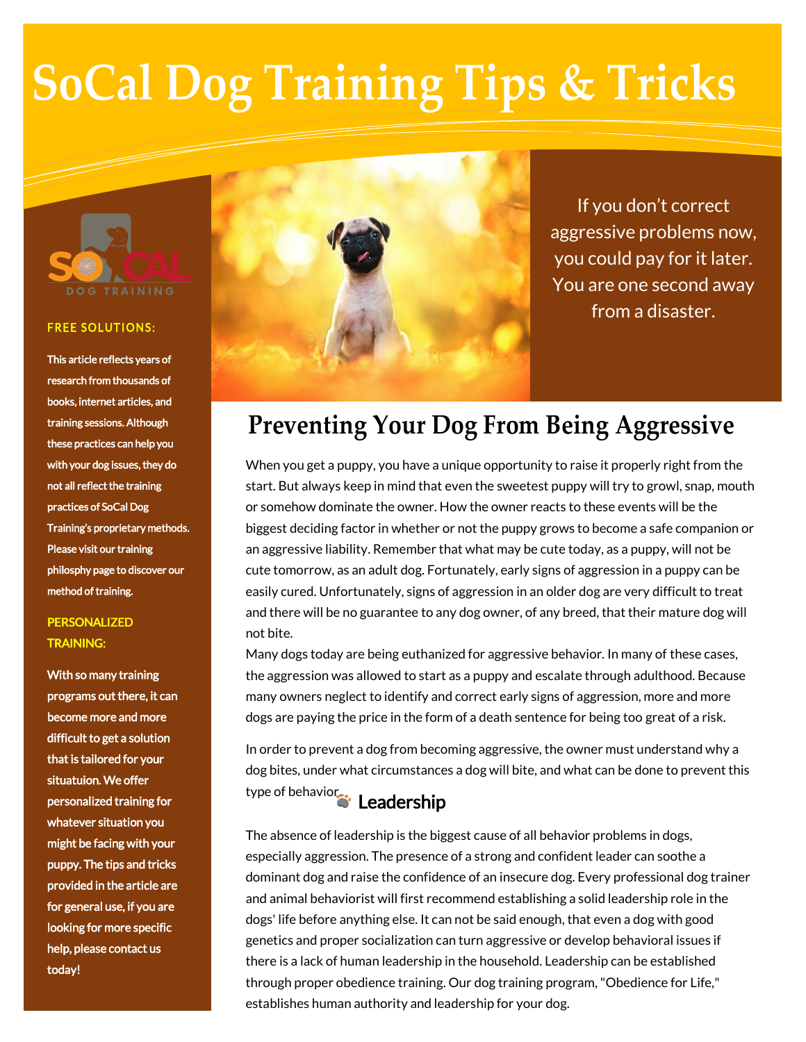# SoCal Dog Training Tips & Tricks

**FREE SOLUTIONS:**

This article reflects years of research from thousands of books, internet articles, and training sessions. Although these practices can help you with your dog issues, they do not all reflect the training practices of SoCal Dog Training's proprietary methods. Please visit our training philosphy page to discover our method of training.

**PERSONALIZED TRAINING:**

With so many training programs out there, it can become more and more difficult to get a solution that is tailored for your situatuion. We offer personalized training for whatever situation you might be facing with your puppy. The tips and tricks provided in the article are for general use, if you are looking for more specific help, please contact us today!

If you don't correct aggressive problems now, you could pay for it later. You are one second away from a disaster.

## Preventing Your Dog From Being Aggressive

When you get a puppy, you have a unique opportunity to raise it properly right from the start. But always keep in mind that even the sweetest puppy will try to growl, snap, mouth or somehow dominate the owner. How the owner reacts to these events will be the biggest deciding factor in whether or not the puppy grows to become a safe companion or an aggressive liability. Remember that what may be cute today, as a puppy, will not be cute tomorrow, as an adult dog. Fortunately, early signs of aggression in a puppy can be easily cured. Unfortunately, signs of aggression in an older dog are very difficult to treat and there will be no guarantee to any dog owner, of any breed, that their mature dog will not bite.

Many dogs today are being euthanized for aggressive behavior. In many of these cases, the aggression was allowed to start as a puppy and escalate through adulthood. Because many owners neglect to identify and correct early signs of aggression, more and more dogs are paying the price in the form of a death sentence for being too great of a risk.

In order to prevent a dog from becoming aggressive, the owner must understand why a dog bites, under what circumstances a dog will bite, and what can be done to prevent this type of behavior.

### Leadership

The absence of leadership is the biggest cause of all behavior problems in dogs, especially aggression. The presence of a strong and confident leader can soothe a dominant dog and raise the confidence of an insecure dog. Every professional dog trainer and animal behaviorist will first recommend establishing a solid leadership role in the dogs' life before anything else. It can not be said enough, that even a dog with good genetics and proper socialization can turn aggressive or develop behavioral issues if there is a lack of human leadership in the household. Leadership can be established through proper obedience training. Our dog training program, "Obedience for Life," establishes human authority and leadership for your dog.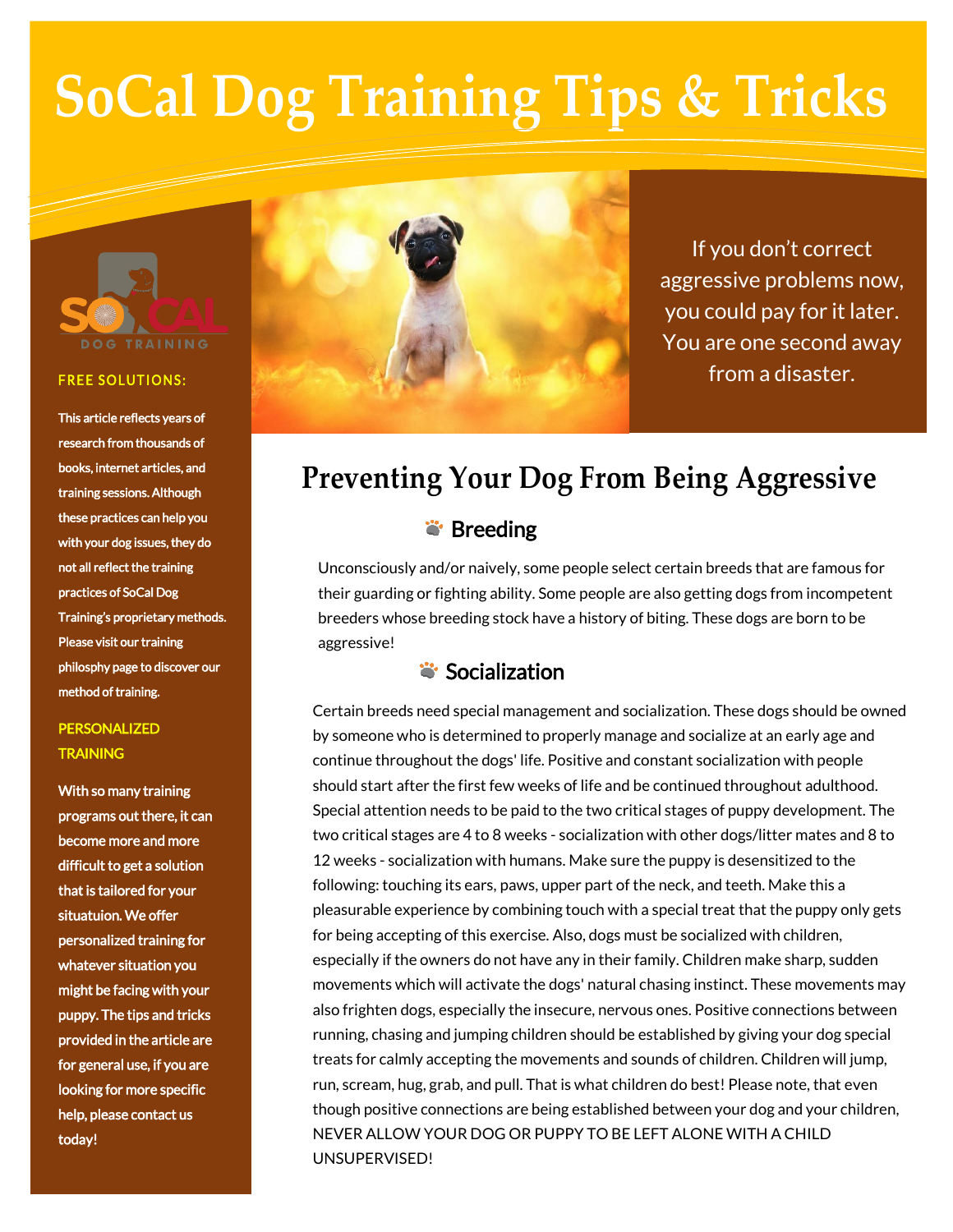# SoCal Dog Training Tips & Tricks

If you don't correct aggressive problems now, you could pay for it later. You are one second away from a disaster.

**FREE SOLUTIONS:**

This article reflects years of research from thousands of books, internet articles, and training sessions. Although these practices can help you with your dog issues, they do not all reflect the training practices of SoCal Dog Training's proprietary methods. Please visit our training philosphy page to discover our method of training.

**PERSONALIZED TRAINING**

With so many training programs out there, it can become more and more difficult to get a solution that is tailored for your situatuion. We offer personalized training for whatever situation you might be facing with your puppy. The tips and tricks provided in the article are for general use, if you are looking for more specific help, please contact us today!

## Preventing Your Dog From Being Aggressive

### Breeding

Unconsciously and/or naively, some people select certain breeds that are famous for their guarding or fighting ability. Some people are also getting dogs from incompetent breeders whose breeding stock have a history of biting. These dogs are born to be aggressive!

### Socialization

Certain breeds need special management and socialization. These dogs should be owned by someone who is determined to properly manage and socialize at an early age and continue throughout the dogs' life. Positive and constant socialization with people should start after the first few weeks of life and be continued throughout adulthood. Special attention needs to be paid to the two critical stages of puppy development. The two critical stages are 4 to 8 weeks - socialization with other dogs/litter mates and 8 to 12 weeks - socialization with humans. Make sure the puppy is desensitized to the following: touching its ears, paws, upper part of the neck, and teeth. Make this a pleasurable experience by combining touch with a special treat that the puppy only gets for being accepting of this exercise. Also, dogs must be socialized with children, especially if the owners do not have any in their family. Children make sharp, sudden movements which will activate the dogs' natural chasing instinct. These movements may also frighten dogs, especially the insecure, nervous ones. Positive connections between running, chasing and jumping children should be established by giving your dog special treats for calmly accepting the movements and sounds of children. Children will jump, run, scream, hug, grab, and pull. That is what children do best! Please note, that even though positive connections are being established between your dog and your children, NEVER ALLOW YOUR DOG OR PUPPY TO BE LEFT ALONE WITH A CHILD UNSUPERVISED!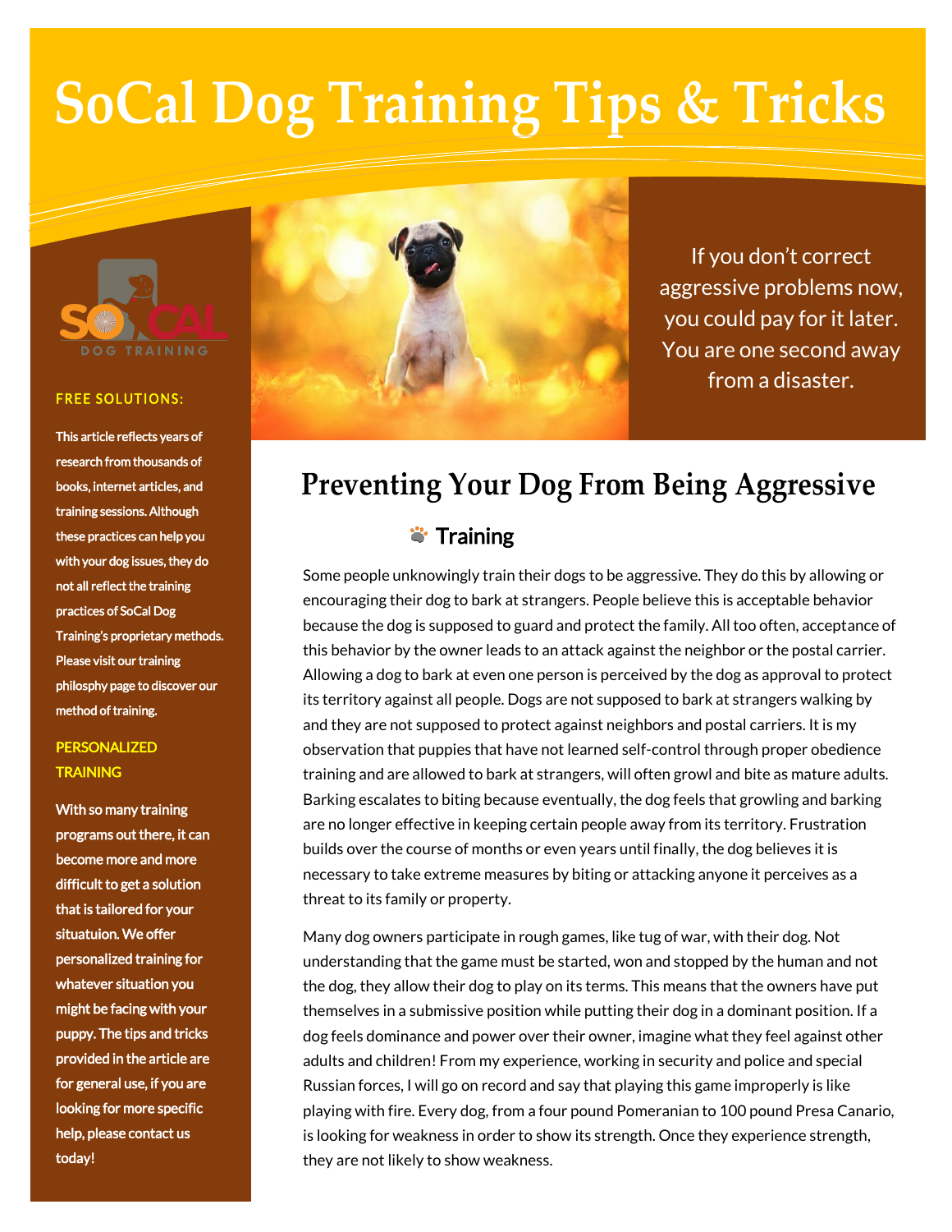# SoCal Dog Training Tips & Tricks

If you don't correct aggressive problems now, you could pay for it later. You are one second away from a disaster.

## Preventing Your Dog From Being Aggressive

### Training

Some people unknowingly train their dogs to be aggressive. They do this by allowing or encouraging their dog to bark at strangers. People believe this is acceptable behavior because the dog is supposed to guard and protect the family. All too often, acceptance of this behavior by the owner leads to an attack against the neighbor or the postal carrier. Allowing a dog to bark at even one person is perceived by the dog as approval to protect its territory against all people. Dogs are not supposed to bark at strangers walking by and they are not supposed to protect against neighbors and postal carriers. It is my observation that puppies that have not learned self-control through proper obedience training and are allowed to bark at strangers, will often growl and bite as mature adults. Barking escalates to biting because eventually, the dog feels that growling and barking are no longer effective in keeping certain people away from its territory. Frustration builds over the course of months or even years until finally, the dog believes it is necessary to take extreme measures by biting or attacking anyone it perceives as a threat to its family or property.

Many dog owners participate in rough games, like tug of war, with their dog. Not understanding that the game must be started, won and stopped by the human and not the dog, they allow their dog to play on its terms. This means that the owners have put themselves in a submissive position while putting their dog in a dominant position. If a dog feels dominance and power over their owner, imagine what they feel against other adults and children! From my experience, working in security and police and special Russian forces, I will go on record and say that playing this game improperly is like playing with fire. Every dog, from a four pound Pomeranian to 100 pound Presa Canario, is looking for weakness in order to show its strength. Once they experience strength, they are not likely to show weakness.

**FREE SOLUTIONS:**

**This article reflects years of research from thousands of books, internet articles, and training sessions. Although these practices can help you with your dog issues, they do not all reflect the training practices of SoCal Dog Training's proprietary methods. Please visit our training philosphy page to discover our method of training.**

**PERSONALIZED TRAINING**

**With so many training programs out there, it can become more and more difficult to get a solution that is tailored for your situatuion. We offer personalized training for whatever situation you might be facing with your puppy. The tips and tricks provided in the article are for general use, if you are looking for more specific help, please contact us today!**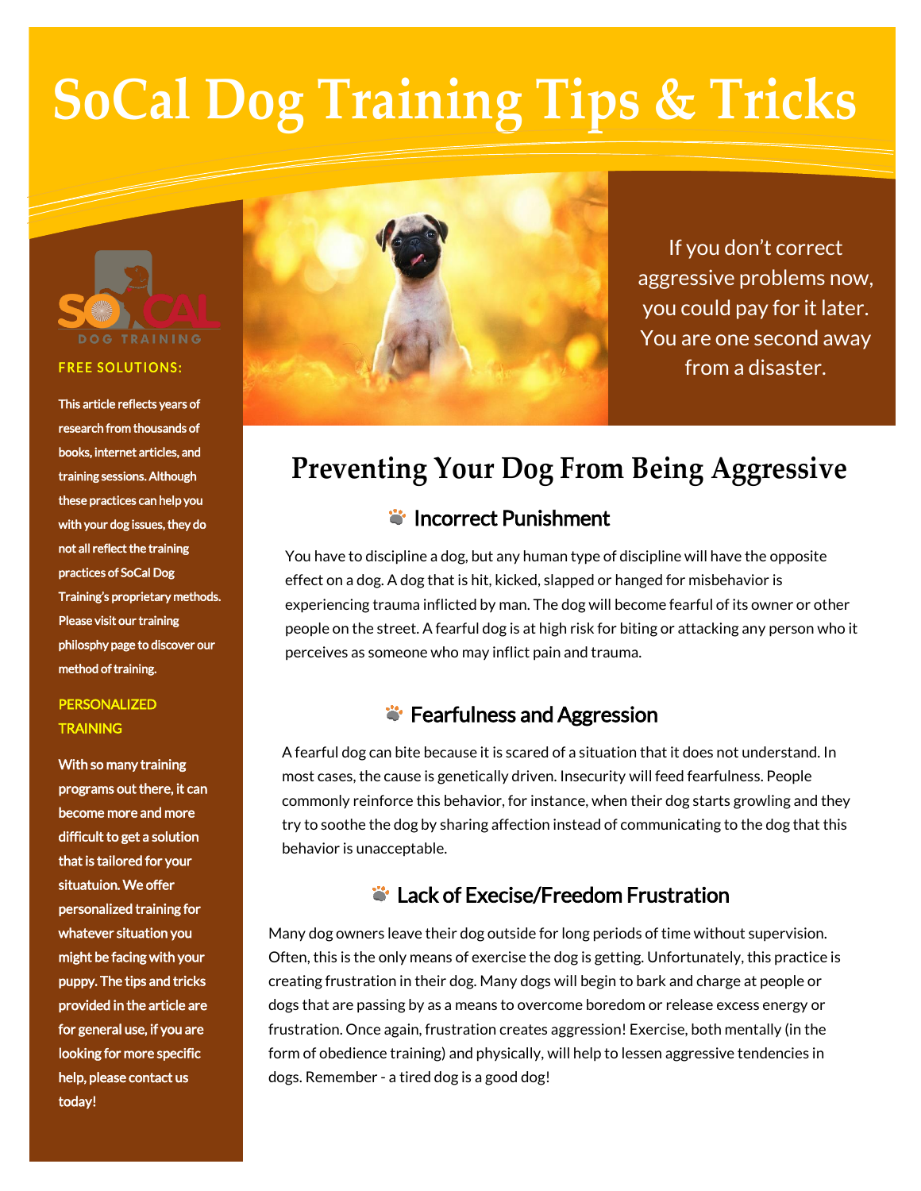# SoCal Dog Training Tips & Tricks

SO CAL DOG TRAINING

**FREE SOLUTIONS:**

This article reflects years of research from thousands of books, internet articles, and training sessions. Although these practices can help you with your dog issues, they do not all reflect the training practices of SoCal Dog Training's proprietary methods. Please visit our training philosphy page to discover our method of training.

**PERSONALIZED TRAINING**

With so many training programs out there, it can become more and more difficult to get a solution that is tailored for your situatuion. We offer personalized training for whatever situation you might be facing with your puppy. The tips and tricks provided in the article are for general use, if you are looking for more specific help, please contact us today!

If you don't correct aggressive problems now, you could pay for it later. You are one second away from a disaster.

## Preventing Your Dog From Being Aggressive

### Incorrect Punishment

You have to discipline a dog, but any human type of discipline will have the opposite effect on a dog. A dog that is hit, kicked, slapped or hanged for misbehavior is experiencing trauma inflicted by man. The dog will become fearful of its owner or other people on the street. A fearful dog is at high risk for biting or attacking any person who it perceives as someone who may inflict pain and trauma.

### Fearfulness and Aggression

A fearful dog can bite because it is scared of a situation that it does not understand. In most cases, the cause is genetically driven. Insecurity will feed fearfulness. People commonly reinforce this behavior, for instance, when their dog starts growling and they try to soothe the dog by sharing affection instead of communicating to the dog that this behavior is unacceptable.

### Lack of Execise/Freedom Frustration

Many dog owners leave their dog outside for long periods of time without supervision. Often, this is the only means of exercise the dog is getting. Unfortunately, this practice is creating frustration in their dog. Many dogs will begin to bark and charge at people or dogs that are passing by as a means to overcome boredom or release excess energy or frustration. Once again, frustration creates aggression! Exercise, both mentally (in the form of obedience training) and physically, will help to lessen aggressive tendencies in dogs. Remember - a tired dog is a good dog!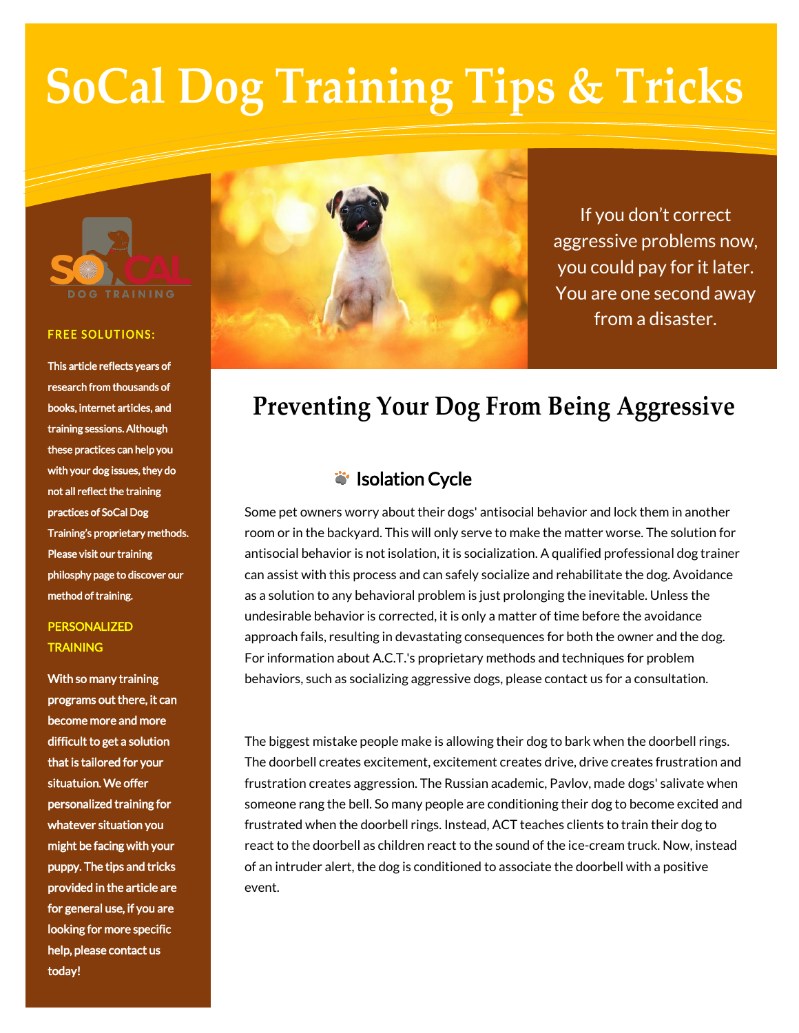# SoCal Dog Training Tips & Tricks

SOCAL DOG TRAINING

**FREE SOLUTIONS:**

This article reflects years of research from thousands of books, internet articles, and training sessions. Although these practices can help you with your dog issues, they do not all reflect the training practices of SoCal Dog Training's proprietary methods. Please visit our training philosophy page to discover our method of training.

**PERSONALIZED TRAINING**

With so many training programs out there, it can become more and more difficult to get a solution that is tailored for your situatuion. We offer personalized training for whatever situation you might be facing with your puppy. The tips and tricks provided in the article are for general use, if you are looking for more specific help, please contact us today!

If you don't correct aggressive problems now, you could pay for it later. You are one second away from a disaster.

## Preventing Your Dog From Being Aggressive

### Isolation Cycle

Some pet owners worry about their dogs' antisocial behavior and lock them in another room or in the backyard. This will only serve to make the matter worse. The solution for antisocial behavior is not isolation, it is socialization. A qualified professional dog trainer can assist with this process and can safely socialize and rehabilitate the dog. Avoidance as a solution to any behavioral problem is just prolonging the inevitable. Unless the undesirable behavior is corrected, it is only a matter of time before the avoidance approach fails, resulting in devastating consequences for both the owner and the dog. For information about A.C.T.'s proprietary methods and techniques for problem behaviors, such as socializing aggressive dogs, please contact us for a consultation.

The biggest mistake people make is allowing their dog to bark when the doorbell rings. The doorbell creates excitement, excitement creates drive, drive creates frustration and frustration creates aggression. The Russian academic, Pavlov, made dogs' salivate when someone rang the bell. So many people are conditioning their dog to become excited and frustrated when the doorbell rings. Instead, ACT teaches clients to train their dog to react to the doorbell as children react to the sound of the ice-cream truck. Now, instead of an intruder alert, the dog is conditioned to associate the doorbell with a positive event.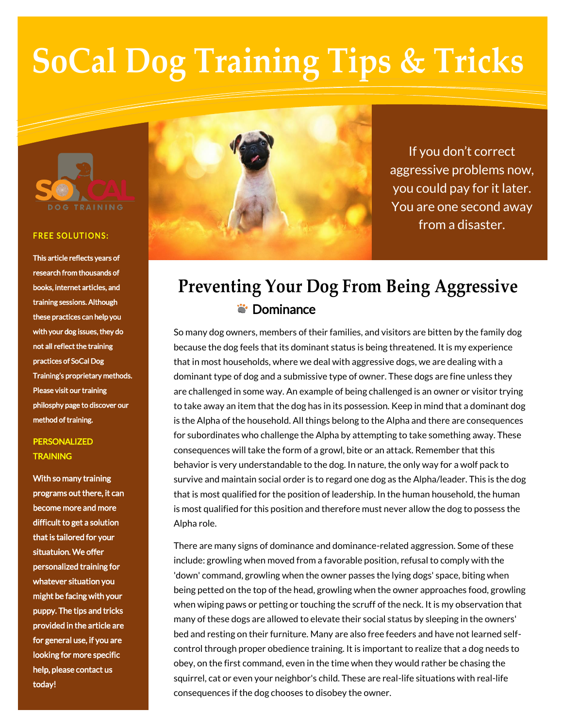# SoCal Dog Training Tips & Tricks

SOCAL DOG TRAINING

**FREE SOLUTIONS:**

This article reflects years of research from thousands of books, internet articles, and training sessions. Although these practices can help you with your dog issues, they do not all reflect the training practices of SoCal Dog Training's proprietary methods. Please visit our training philosphy page to discover our method of training.

**PERSONALIZED TRAINING**

With so many training programs out there, it can become more and more difficult to get a solution that is tailored for your situatuion. We offer personalized training for whatever situation you might be facing with your puppy. The tips and tricks provided in the article are for general use, if you are looking for more specific help, please contact us today!

If you don't correct aggressive problems now, you could pay for it later. You are one second away from a disaster.

## Preventing Your Dog From Being Aggressive

### Dominance

So many dog owners, members of their families, and visitors are bitten by the family dog because the dog feels that its dominant status is being threatened. It is my experience that in most households, where we deal with aggressive dogs, we are dealing with a dominant type of dog and a submissive type of owner. These dogs are fine unless they are challenged in some way. An example of being challenged is an owner or visitor trying to take away an item that the dog has in its possession. Keep in mind that a dominant dog is the Alpha of the household. All things belong to the Alpha and there are consequences for subordinates who challenge the Alpha by attempting to take something away. These consequences will take the form of a growl, bite or an attack. Remember that this behavior is very understandable to the dog. In nature, the only way for a wolf pack to survive and maintain social order is to regard one dog as the Alpha/leader. This is the dog that is most qualified for the position of leadership. In the human household, the human is most qualified for this position and therefore must never allow the dog to possess the Alpha role.

There are many signs of dominance and dominance-related aggression. Some of these include: growling when moved from a favorable position, refusal to comply with the 'down' command, growling when the owner passes the lying dogs' space, biting when being petted on the top of the head, growling when the owner approaches food, growling when wiping paws or petting or touching the scruff of the neck. It is my observation that many of these dogs are allowed to elevate their social status by sleeping in the owners' bed and resting on their furniture. Many are also free feeders and have not learned self-control through proper obedience training. It is important to realize that a dog needs to obey, on the first command, even in the time when they would rather be chasing the squirrel, cat or even your neighbor's child. These are real-life situations with real-life consequences if the dog chooses to disobey the owner.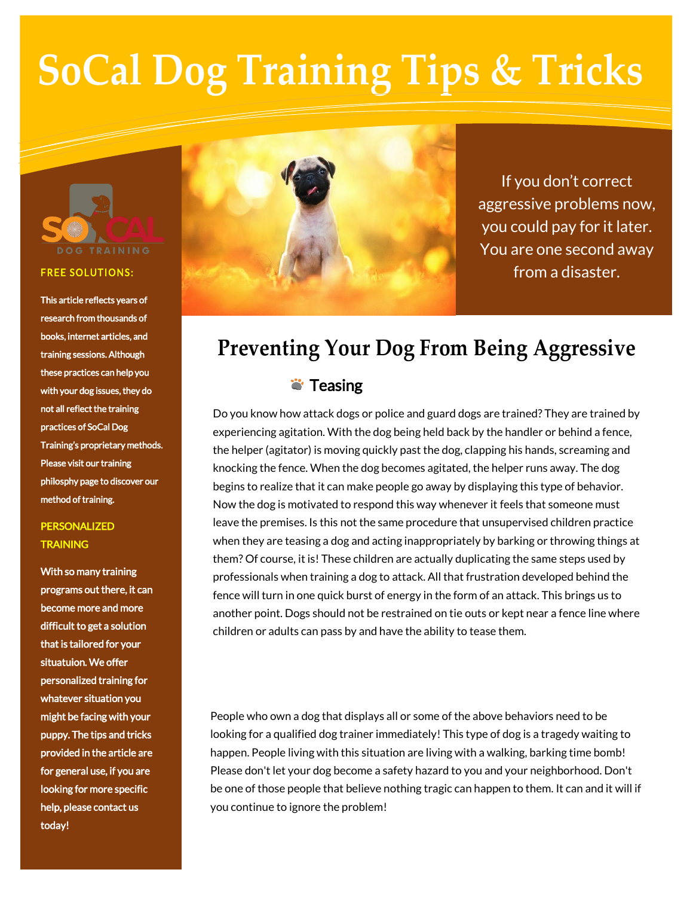# SoCal Dog Training Tips & Tricks

If you don't correct aggressive problems now, you could pay for it later. You are one second away from a disaster.

## Preventing Your Dog From Being Aggressive

### Teasing

Do you know how attack dogs or police and guard dogs are trained? They are trained by experiencing agitation. With the dog being held back by the handler or behind a fence, the helper (agitator) is moving quickly past the dog, clapping his hands, screaming and knocking the fence. When the dog becomes agitated, the helper runs away. The dog begins to realize that it can make people go away by displaying this type of behavior. Now the dog is motivated to respond this way whenever it feels that someone must leave the premises. Is this not the same procedure that unsupervised children practice when they are teasing a dog and acting inappropriately by barking or throwing things at them? Of course, it is! These children are actually duplicating the same steps used by professionals when training a dog to attack. All that frustration developed behind the fence will turn in one quick burst of energy in the form of an attack. This brings us to another point. Dogs should not be restrained on tie outs or kept near a fence line where children or adults can pass by and have the ability to tease them.

People who own a dog that displays all or some of the above behaviors need to be looking for a qualified dog trainer immediately! This type of dog is a tragedy waiting to happen. People living with this situation are living with a walking, barking time bomb! Please don't let your dog become a safety hazard to you and your neighborhood. Don't be one of those people that believe nothing tragic can happen to them. It can and it will if you continue to ignore the problem!

SOCAL DOG TRAINING

**FREE SOLUTIONS:**

**This article reflects years of research from thousands of books, internet articles, and training sessions. Although these practices can help you with your dog issues, they do not all reflect the training practices of SoCal Dog Training's proprietary methods. Please visit our training philosophy page to discover our method of training.**

**PERSONALIZED TRAINING**

**With so many training programs out there, it can become more and more difficult to get a solution that is tailored for your situatuion. We offer personalized training for whatever situation you might be facing with your puppy. The tips and tricks provided in the article are for general use, if you are looking for more specific help, please contact us today!**